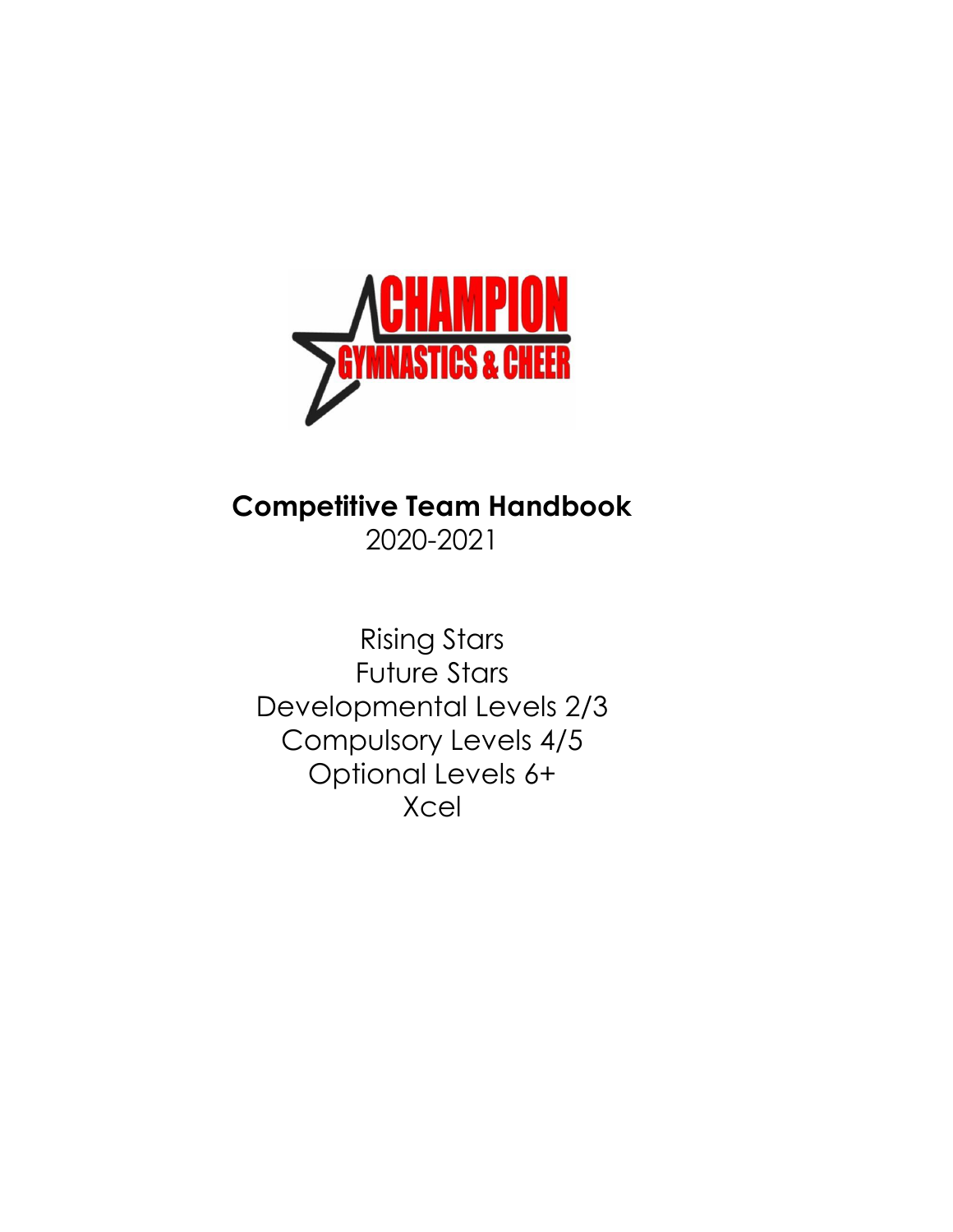CHAMPION
GYMNASTICS & CHEER

# Competitive Team Handbook

2020-2021

Rising Stars
Future Stars
Developmental Levels 2/3
Compulsory Levels 4/5
Optional Levels 6+
Xcel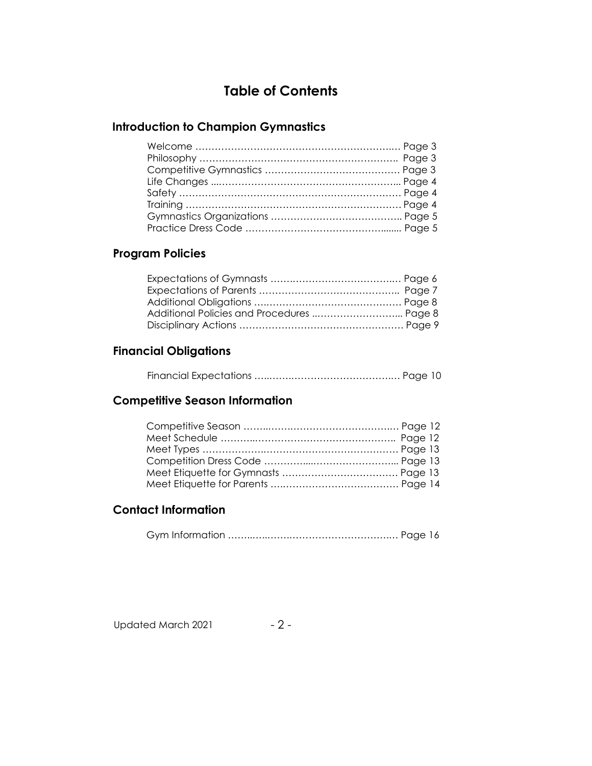# Table of Contents

## Introduction to Champion Gymnastics

Welcome ………………………………………………………… Page 3
Philosophy ……………………………………………………….. Page 3
Competitive Gymnastics …………………………………… Page 3
Life Changes ...…………………………………………………... Page 4
Safety …………………………………………………………… Page 4
Training …………………………………………………………… Page 4
Gymnastics Organizations ………………………………….. Page 5
Practice Dress Code ……………………………………....... Page 5

## Program Policies

Expectations of Gymnasts …………………………………… Page 6
Expectations of Parents …………………………………….. Page 7
Additional Obligations ……………………………………… Page 8
Additional Policies and Procedures ..……………………... Page 8
Disciplinary Actions …………………………………………… Page 9

## Financial Obligations

Financial Expectations ………………………………………… Page 10

## Competitive Season Information

Competitive Season …………………………………………… Page 12
Meet Schedule …………………………………………….. Page 12
Meet Types ……………………………………………………… Page 13
Competition Dress Code ………….....……………………... Page 13
Meet Etiquette for Gymnasts ……………………………… Page 13
Meet Etiquette for Parents ………………………………… Page 14

## Contact Information

Gym Information ………………………………………………… Page 16

Updated March 2021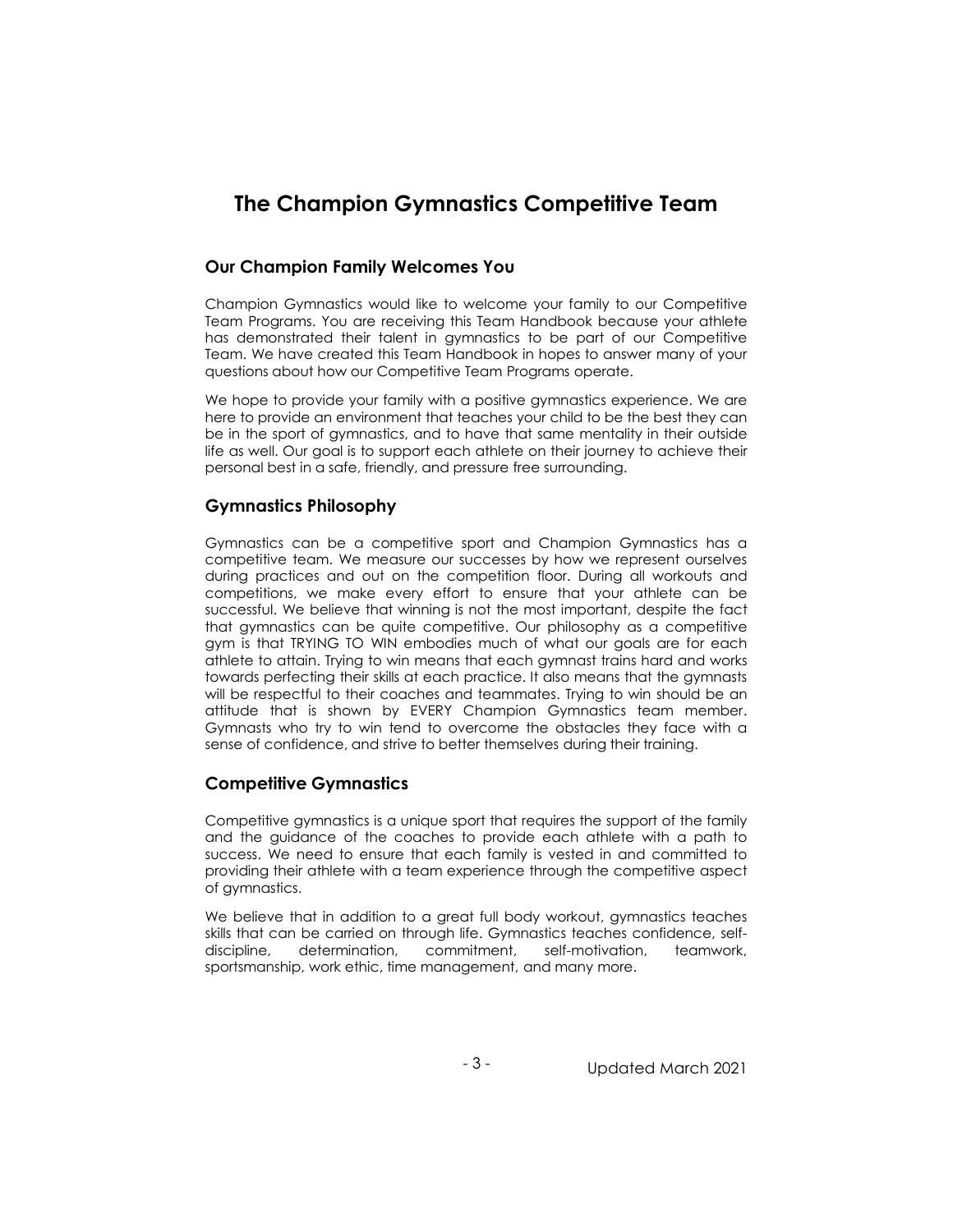# The Champion Gymnastics Competitive Team

## Our Champion Family Welcomes You

Champion Gymnastics would like to welcome your family to our Competitive Team Programs. You are receiving this Team Handbook because your athlete has demonstrated their talent in gymnastics to be part of our Competitive Team. We have created this Team Handbook in hopes to answer many of your questions about how our Competitive Team Programs operate.

We hope to provide your family with a positive gymnastics experience. We are here to provide an environment that teaches your child to be the best they can be in the sport of gymnastics, and to have that same mentality in their outside life as well. Our goal is to support each athlete on their journey to achieve their personal best in a safe, friendly, and pressure free surrounding.

## Gymnastics Philosophy

Gymnastics can be a competitive sport and Champion Gymnastics has a competitive team. We measure our successes by how we represent ourselves during practices and out on the competition floor. During all workouts and competitions, we make every effort to ensure that your athlete can be successful. We believe that winning is not the most important, despite the fact that gymnastics can be quite competitive. Our philosophy as a competitive gym is that TRYING TO WIN embodies much of what our goals are for each athlete to attain. Trying to win means that each gymnast trains hard and works towards perfecting their skills at each practice. It also means that the gymnasts will be respectful to their coaches and teammates. Trying to win should be an attitude that is shown by EVERY Champion Gymnastics team member. Gymnasts who try to win tend to overcome the obstacles they face with a sense of confidence, and strive to better themselves during their training.

## Competitive Gymnastics

Competitive gymnastics is a unique sport that requires the support of the family and the guidance of the coaches to provide each athlete with a path to success. We need to ensure that each family is vested in and committed to providing their athlete with a team experience through the competitive aspect of gymnastics.

We believe that in addition to a great full body workout, gymnastics teaches skills that can be carried on through life. Gymnastics teaches confidence, self-discipline, determination, commitment, self-motivation, teamwork, sportsmanship, work ethic, time management, and many more.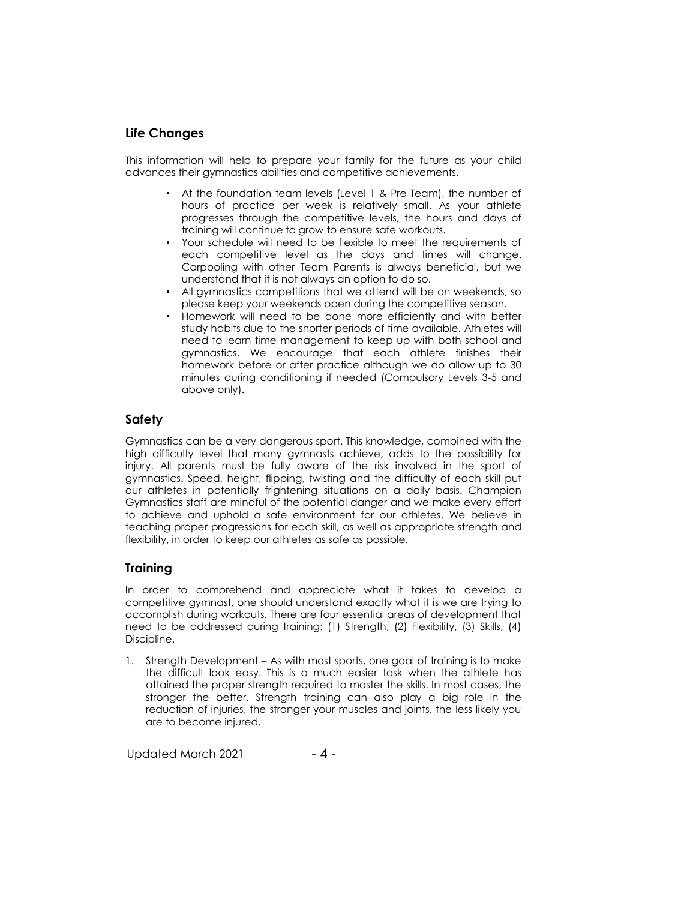## Life Changes

This information will help to prepare your family for the future as your child advances their gymnastics abilities and competitive achievements.

- At the foundation team levels (Level 1 & Pre Team), the number of hours of practice per week is relatively small. As your athlete progresses through the competitive levels, the hours and days of training will continue to grow to ensure safe workouts.
- Your schedule will need to be flexible to meet the requirements of each competitive level as the days and times will change. Carpooling with other Team Parents is always beneficial, but we understand that it is not always an option to do so.
- All gymnastics competitions that we attend will be on weekends, so please keep your weekends open during the competitive season.
- Homework will need to be done more efficiently and with better study habits due to the shorter periods of time available. Athletes will need to learn time management to keep up with both school and gymnastics. We encourage that each athlete finishes their homework before or after practice although we do allow up to 30 minutes during conditioning if needed (Compulsory Levels 3-5 and above only).

## Safety

Gymnastics can be a very dangerous sport. This knowledge, combined with the high difficulty level that many gymnasts achieve, adds to the possibility for injury. All parents must be fully aware of the risk involved in the sport of gymnastics. Speed, height, flipping, twisting and the difficulty of each skill put our athletes in potentially frightening situations on a daily basis. Champion Gymnastics staff are mindful of the potential danger and we make every effort to achieve and uphold a safe environment for our athletes. We believe in teaching proper progressions for each skill, as well as appropriate strength and flexibility, in order to keep our athletes as safe as possible.

## Training

In order to comprehend and appreciate what it takes to develop a competitive gymnast, one should understand exactly what it is we are trying to accomplish during workouts. There are four essential areas of development that need to be addressed during training: (1) Strength, (2) Flexibility, (3) Skills, (4) Discipline.

1. Strength Development – As with most sports, one goal of training is to make the difficult look easy. This is a much easier task when the athlete has attained the proper strength required to master the skills. In most cases, the stronger the better. Strength training can also play a big role in the reduction of injuries, the stronger your muscles and joints, the less likely you are to become injured.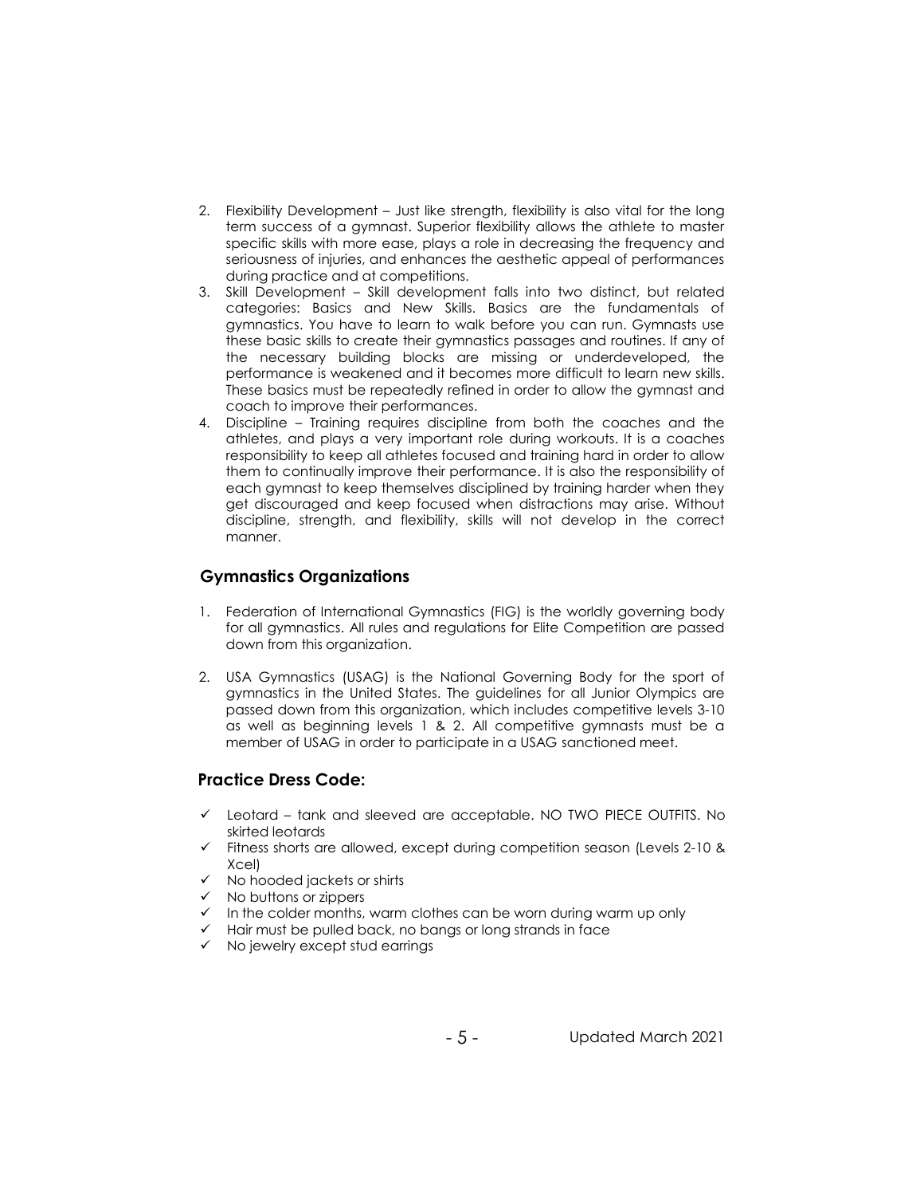2. Flexibility Development – Just like strength, flexibility is also vital for the long term success of a gymnast. Superior flexibility allows the athlete to master specific skills with more ease, plays a role in decreasing the frequency and seriousness of injuries, and enhances the aesthetic appeal of performances during practice and at competitions.
3. Skill Development – Skill development falls into two distinct, but related categories: Basics and New Skills. Basics are the fundamentals of gymnastics. You have to learn to walk before you can run. Gymnasts use these basic skills to create their gymnastics passages and routines. If any of the necessary building blocks are missing or underdeveloped, the performance is weakened and it becomes more difficult to learn new skills. These basics must be repeatedly refined in order to allow the gymnast and coach to improve their performances.
4. Discipline – Training requires discipline from both the coaches and the athletes, and plays a very important role during workouts. It is a coaches responsibility to keep all athletes focused and training hard in order to allow them to continually improve their performance. It is also the responsibility of each gymnast to keep themselves disciplined by training harder when they get discouraged and keep focused when distractions may arise. Without discipline, strength, and flexibility, skills will not develop in the correct manner.

## Gymnastics Organizations

1. Federation of International Gymnastics (FIG) is the worldly governing body for all gymnastics. All rules and regulations for Elite Competition are passed down from this organization.

2. USA Gymnastics (USAG) is the National Governing Body for the sport of gymnastics in the United States. The guidelines for all Junior Olympics are passed down from this organization, which includes competitive levels 3-10 as well as beginning levels 1 & 2. All competitive gymnasts must be a member of USAG in order to participate in a USAG sanctioned meet.

## Practice Dress Code:

- ✓ Leotard – tank and sleeved are acceptable. NO TWO PIECE OUTFITS. No skirted leotards
- ✓ Fitness shorts are allowed, except during competition season (Levels 2-10 & Xcel)
- ✓ No hooded jackets or shirts
- ✓ No buttons or zippers
- ✓ In the colder months, warm clothes can be worn during warm up only
- ✓ Hair must be pulled back, no bangs or long strands in face
- ✓ No jewelry except stud earrings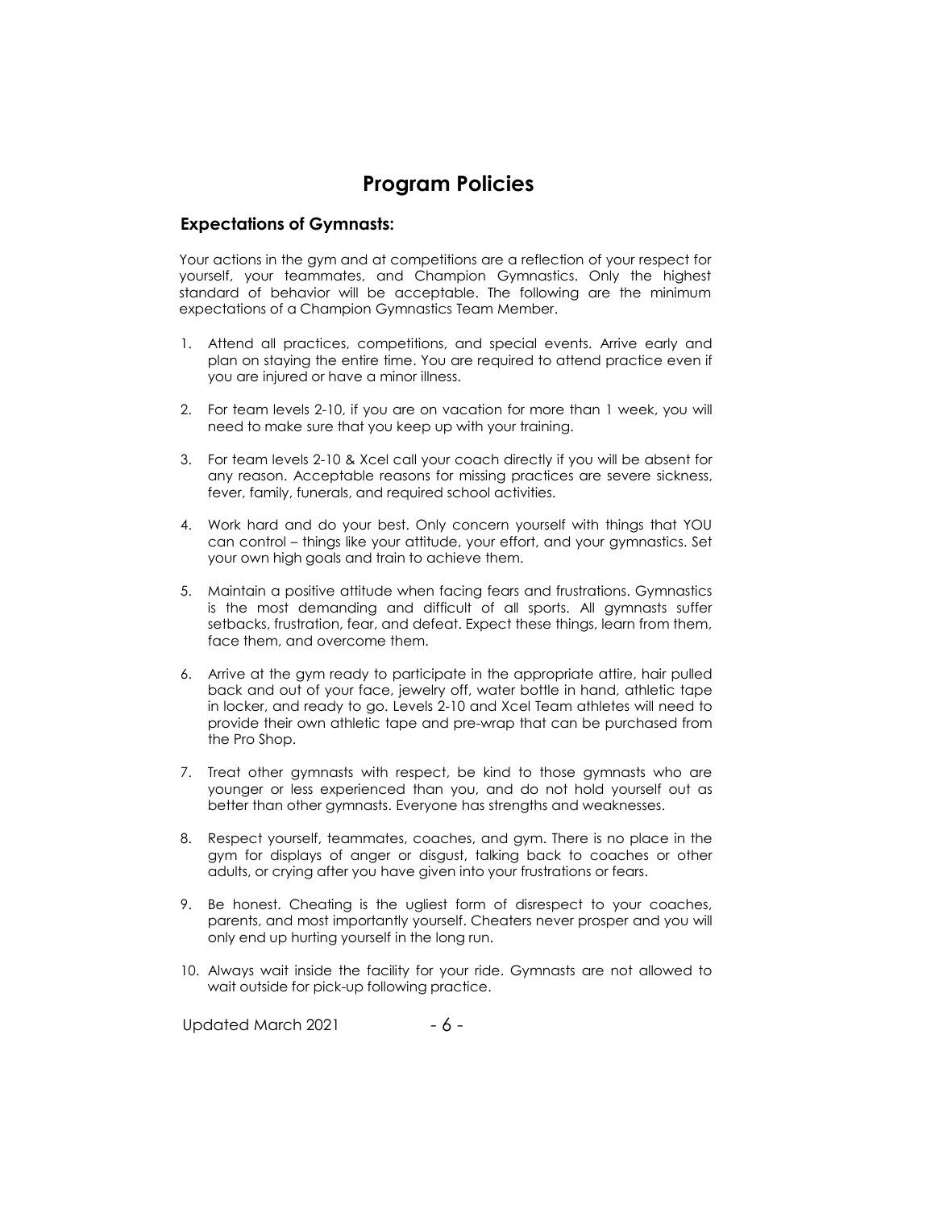# Program Policies

## Expectations of Gymnasts:

Your actions in the gym and at competitions are a reflection of your respect for yourself, your teammates, and Champion Gymnastics. Only the highest standard of behavior will be acceptable. The following are the minimum expectations of a Champion Gymnastics Team Member.

1. Attend all practices, competitions, and special events. Arrive early and plan on staying the entire time. You are required to attend practice even if you are injured or have a minor illness.

2. For team levels 2-10, if you are on vacation for more than 1 week, you will need to make sure that you keep up with your training.

3. For team levels 2-10 & Xcel call your coach directly if you will be absent for any reason. Acceptable reasons for missing practices are severe sickness, fever, family, funerals, and required school activities.

4. Work hard and do your best. Only concern yourself with things that YOU can control – things like your attitude, your effort, and your gymnastics. Set your own high goals and train to achieve them.

5. Maintain a positive attitude when facing fears and frustrations. Gymnastics is the most demanding and difficult of all sports. All gymnasts suffer setbacks, frustration, fear, and defeat. Expect these things, learn from them, face them, and overcome them.

6. Arrive at the gym ready to participate in the appropriate attire, hair pulled back and out of your face, jewelry off, water bottle in hand, athletic tape in locker, and ready to go. Levels 2-10 and Xcel Team athletes will need to provide their own athletic tape and pre-wrap that can be purchased from the Pro Shop.

7. Treat other gymnasts with respect, be kind to those gymnasts who are younger or less experienced than you, and do not hold yourself out as better than other gymnasts. Everyone has strengths and weaknesses.

8. Respect yourself, teammates, coaches, and gym. There is no place in the gym for displays of anger or disgust, talking back to coaches or other adults, or crying after you have given into your frustrations or fears.

9. Be honest. Cheating is the ugliest form of disrespect to your coaches, parents, and most importantly yourself. Cheaters never prosper and you will only end up hurting yourself in the long run.

10. Always wait inside the facility for your ride. Gymnasts are not allowed to wait outside for pick-up following practice.

Updated March 2021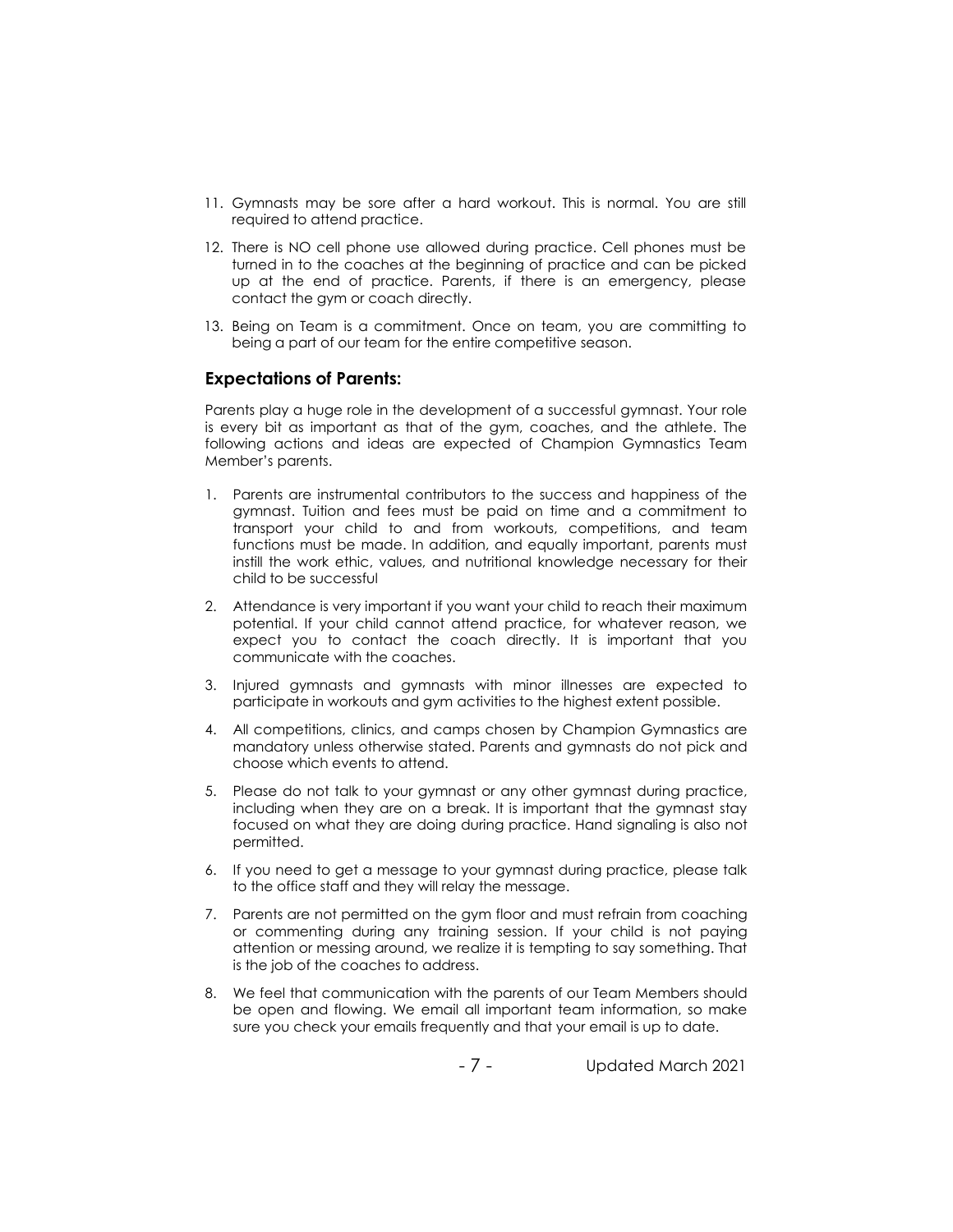11. Gymnasts may be sore after a hard workout. This is normal. You are still required to attend practice.

12. There is NO cell phone use allowed during practice. Cell phones must be turned in to the coaches at the beginning of practice and can be picked up at the end of practice. Parents, if there is an emergency, please contact the gym or coach directly.

13. Being on Team is a commitment. Once on team, you are committing to being a part of our team for the entire competitive season.

### Expectations of Parents:

Parents play a huge role in the development of a successful gymnast. Your role is every bit as important as that of the gym, coaches, and the athlete. The following actions and ideas are expected of Champion Gymnastics Team Member's parents.

1. Parents are instrumental contributors to the success and happiness of the gymnast. Tuition and fees must be paid on time and a commitment to transport your child to and from workouts, competitions, and team functions must be made. In addition, and equally important, parents must instill the work ethic, values, and nutritional knowledge necessary for their child to be successful

2. Attendance is very important if you want your child to reach their maximum potential. If your child cannot attend practice, for whatever reason, we expect you to contact the coach directly. It is important that you communicate with the coaches.

3. Injured gymnasts and gymnasts with minor illnesses are expected to participate in workouts and gym activities to the highest extent possible.

4. All competitions, clinics, and camps chosen by Champion Gymnastics are mandatory unless otherwise stated. Parents and gymnasts do not pick and choose which events to attend.

5. Please do not talk to your gymnast or any other gymnast during practice, including when they are on a break. It is important that the gymnast stay focused on what they are doing during practice. Hand signaling is also not permitted.

6. If you need to get a message to your gymnast during practice, please talk to the office staff and they will relay the message.

7. Parents are not permitted on the gym floor and must refrain from coaching or commenting during any training session. If your child is not paying attention or messing around, we realize it is tempting to say something. That is the job of the coaches to address.

8. We feel that communication with the parents of our Team Members should be open and flowing. We email all important team information, so make sure you check your emails frequently and that your email is up to date.

Updated March 2021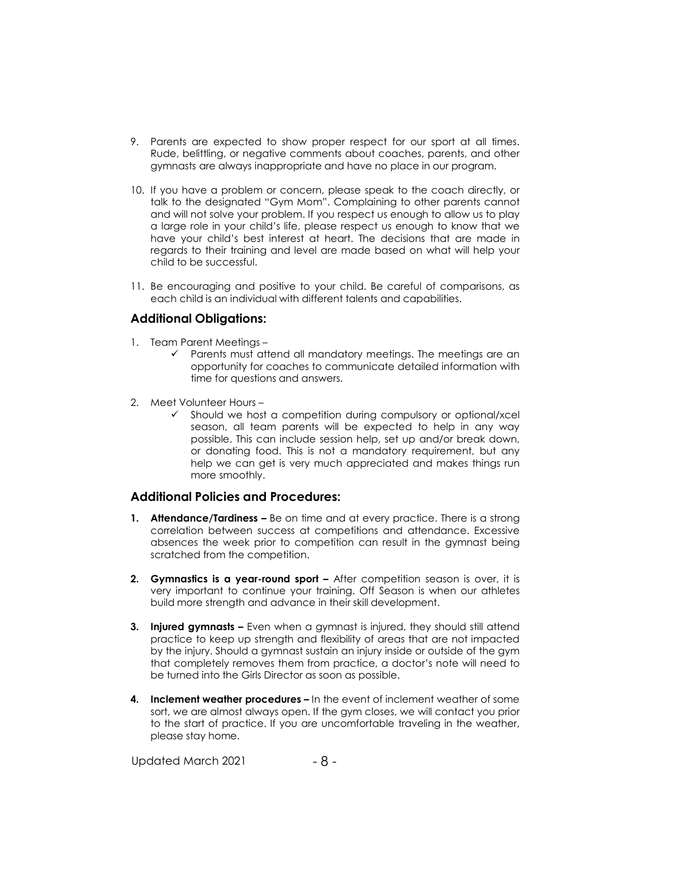9. Parents are expected to show proper respect for our sport at all times. Rude, belittling, or negative comments about coaches, parents, and other gymnasts are always inappropriate and have no place in our program.

10. If you have a problem or concern, please speak to the coach directly, or talk to the designated "Gym Mom". Complaining to other parents cannot and will not solve your problem. If you respect us enough to allow us to play a large role in your child's life, please respect us enough to know that we have your child's best interest at heart. The decisions that are made in regards to their training and level are made based on what will help your child to be successful.

11. Be encouraging and positive to your child. Be careful of comparisons, as each child is an individual with different talents and capabilities.

## Additional Obligations:

1. Team Parent Meetings –
   - ✓ Parents must attend all mandatory meetings. The meetings are an opportunity for coaches to communicate detailed information with time for questions and answers.

2. Meet Volunteer Hours –
   - ✓ Should we host a competition during compulsory or optional/xcel season, all team parents will be expected to help in any way possible. This can include session help, set up and/or break down, or donating food. This is not a mandatory requirement, but any help we can get is very much appreciated and makes things run more smoothly.

## Additional Policies and Procedures:

1. **Attendance/Tardiness –** Be on time and at every practice. There is a strong correlation between success at competitions and attendance. Excessive absences the week prior to competition can result in the gymnast being scratched from the competition.

2. **Gymnastics is a year-round sport –** After competition season is over, it is very important to continue your training. Off Season is when our athletes build more strength and advance in their skill development.

3. **Injured gymnasts –** Even when a gymnast is injured, they should still attend practice to keep up strength and flexibility of areas that are not impacted by the injury. Should a gymnast sustain an injury inside or outside of the gym that completely removes them from practice, a doctor's note will need to be turned into the Girls Director as soon as possible.

4. **Inclement weather procedures –** In the event of inclement weather of some sort, we are almost always open. If the gym closes, we will contact you prior to the start of practice. If you are uncomfortable traveling in the weather, please stay home.

Updated March 2021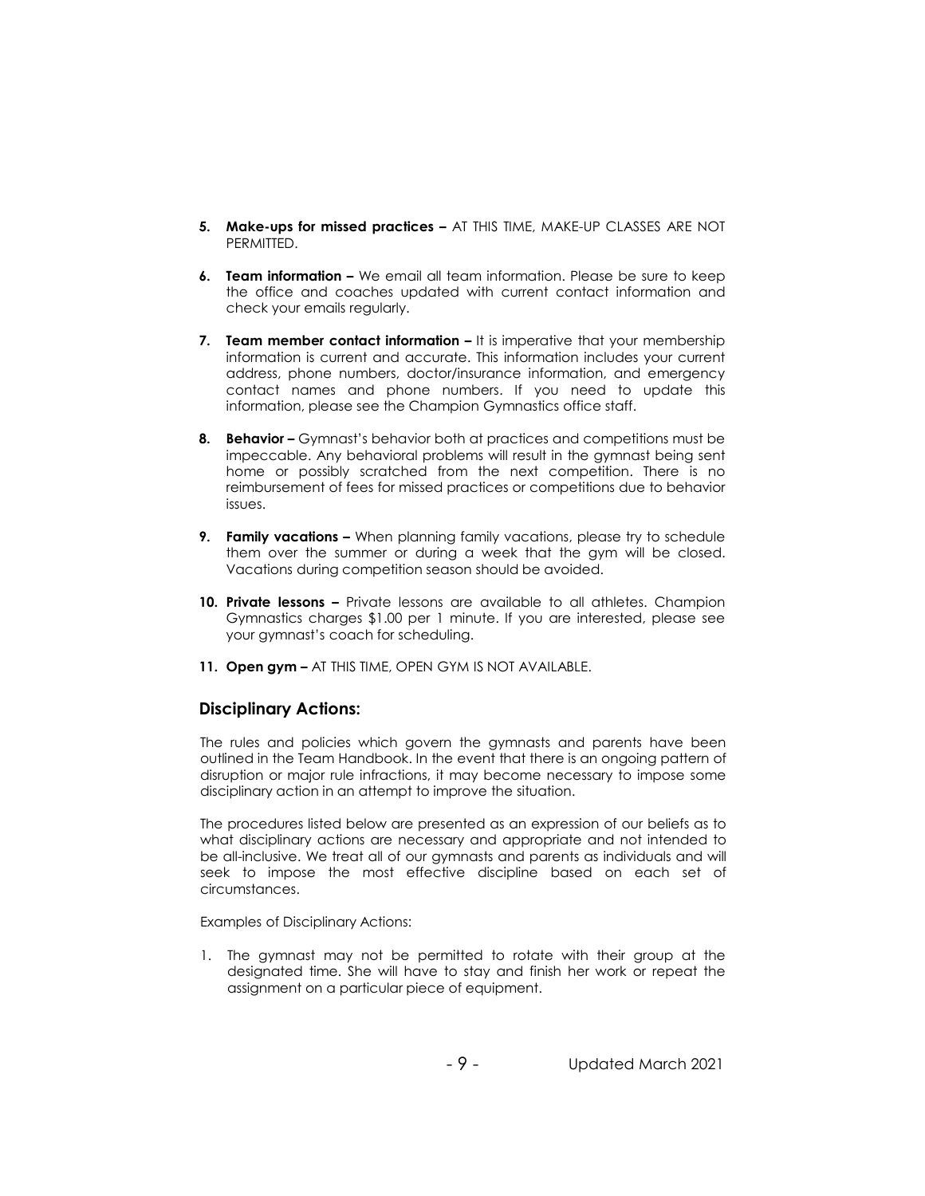5. **Make-ups for missed practices –** AT THIS TIME, MAKE-UP CLASSES ARE NOT PERMITTED.

6. **Team information –** We email all team information. Please be sure to keep the office and coaches updated with current contact information and check your emails regularly.

7. **Team member contact information –** It is imperative that your membership information is current and accurate. This information includes your current address, phone numbers, doctor/insurance information, and emergency contact names and phone numbers. If you need to update this information, please see the Champion Gymnastics office staff.

8. **Behavior –** Gymnast's behavior both at practices and competitions must be impeccable. Any behavioral problems will result in the gymnast being sent home or possibly scratched from the next competition. There is no reimbursement of fees for missed practices or competitions due to behavior issues.

9. **Family vacations –** When planning family vacations, please try to schedule them over the summer or during a week that the gym will be closed. Vacations during competition season should be avoided.

10. **Private lessons –** Private lessons are available to all athletes. Champion Gymnastics charges $1.00 per 1 minute. If you are interested, please see your gymnast's coach for scheduling.

11. **Open gym –** AT THIS TIME, OPEN GYM IS NOT AVAILABLE.

## Disciplinary Actions:

The rules and policies which govern the gymnasts and parents have been outlined in the Team Handbook. In the event that there is an ongoing pattern of disruption or major rule infractions, it may become necessary to impose some disciplinary action in an attempt to improve the situation.

The procedures listed below are presented as an expression of our beliefs as to what disciplinary actions are necessary and appropriate and not intended to be all-inclusive. We treat all of our gymnasts and parents as individuals and will seek to impose the most effective discipline based on each set of circumstances.

Examples of Disciplinary Actions:

1. The gymnast may not be permitted to rotate with their group at the designated time. She will have to stay and finish her work or repeat the assignment on a particular piece of equipment.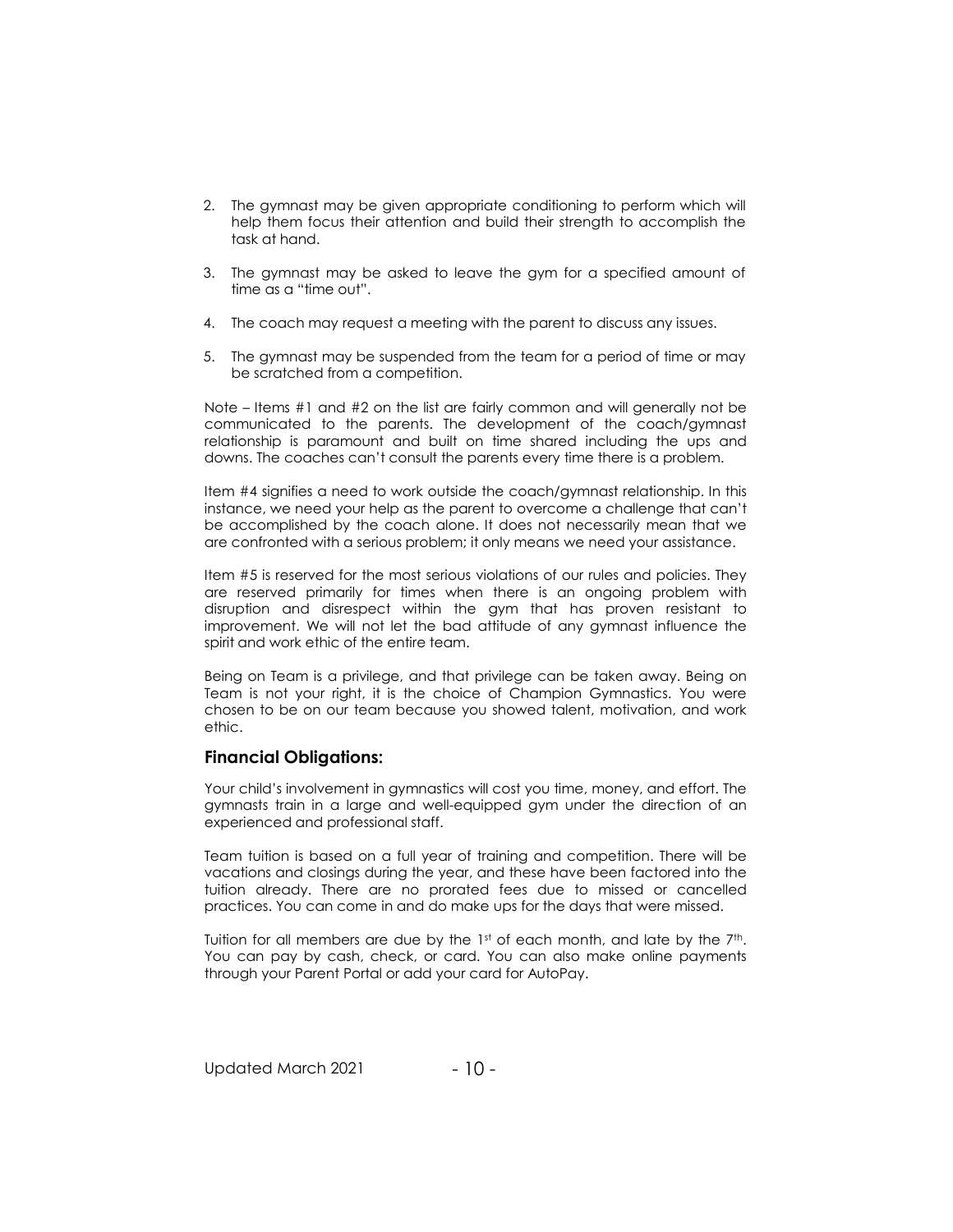2. The gymnast may be given appropriate conditioning to perform which will help them focus their attention and build their strength to accomplish the task at hand.

3. The gymnast may be asked to leave the gym for a specified amount of time as a "time out".

4. The coach may request a meeting with the parent to discuss any issues.

5. The gymnast may be suspended from the team for a period of time or may be scratched from a competition.

Note – Items #1 and #2 on the list are fairly common and will generally not be communicated to the parents. The development of the coach/gymnast relationship is paramount and built on time shared including the ups and downs. The coaches can't consult the parents every time there is a problem.

Item #4 signifies a need to work outside the coach/gymnast relationship. In this instance, we need your help as the parent to overcome a challenge that can't be accomplished by the coach alone. It does not necessarily mean that we are confronted with a serious problem; it only means we need your assistance.

Item #5 is reserved for the most serious violations of our rules and policies. They are reserved primarily for times when there is an ongoing problem with disruption and disrespect within the gym that has proven resistant to improvement. We will not let the bad attitude of any gymnast influence the spirit and work ethic of the entire team.

Being on Team is a privilege, and that privilege can be taken away. Being on Team is not your right, it is the choice of Champion Gymnastics. You were chosen to be on our team because you showed talent, motivation, and work ethic.

### Financial Obligations:

Your child's involvement in gymnastics will cost you time, money, and effort. The gymnasts train in a large and well-equipped gym under the direction of an experienced and professional staff.

Team tuition is based on a full year of training and competition. There will be vacations and closings during the year, and these have been factored into the tuition already. There are no prorated fees due to missed or cancelled practices. You can come in and do make ups for the days that were missed.

Tuition for all members are due by the 1st of each month, and late by the 7th. You can pay by cash, check, or card. You can also make online payments through your Parent Portal or add your card for AutoPay.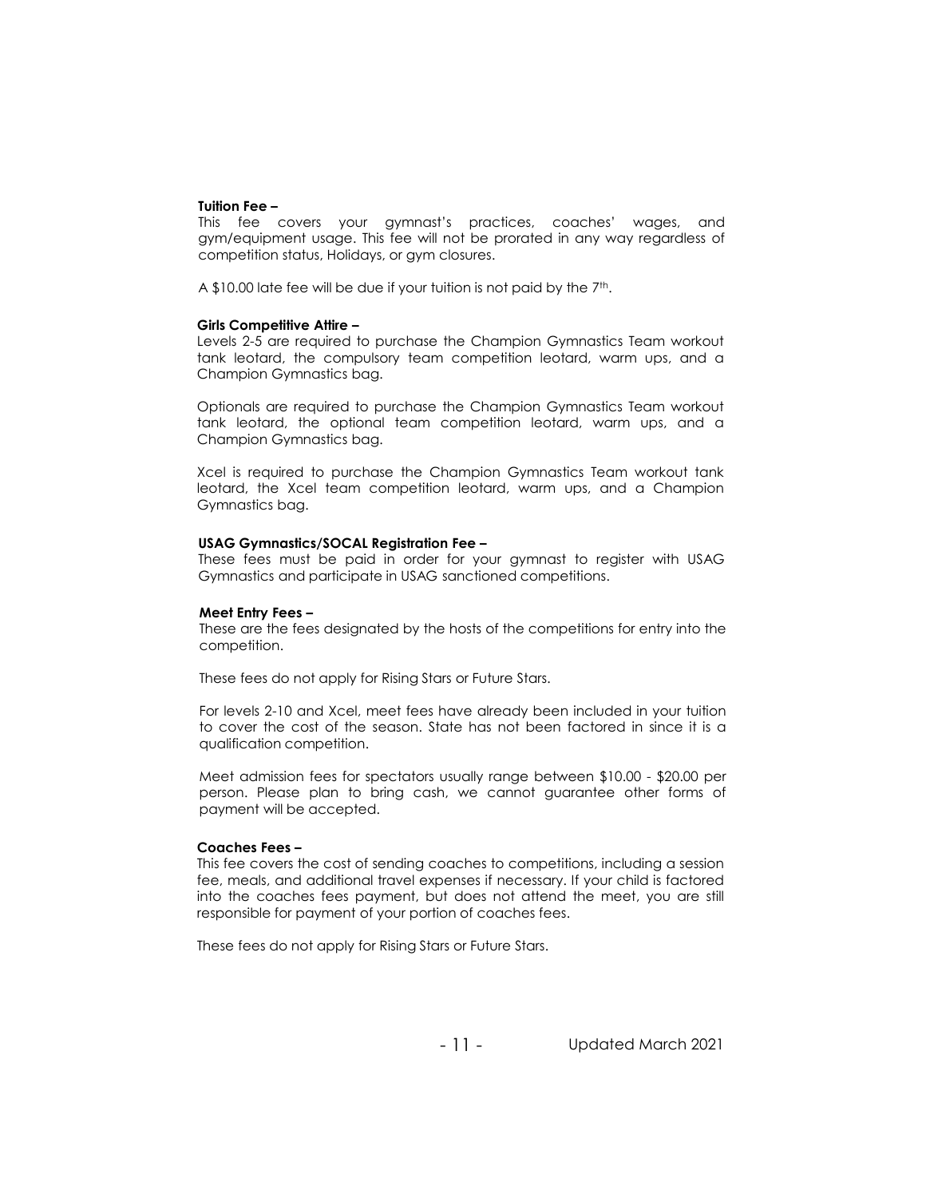**Tuition Fee –**
This fee covers your gymnast's practices, coaches' wages, and gym/equipment usage. This fee will not be prorated in any way regardless of competition status, Holidays, or gym closures.

A $10.00 late fee will be due if your tuition is not paid by the 7th.

**Girls Competitive Attire –**
Levels 2-5 are required to purchase the Champion Gymnastics Team workout tank leotard, the compulsory team competition leotard, warm ups, and a Champion Gymnastics bag.

Optionals are required to purchase the Champion Gymnastics Team workout tank leotard, the optional team competition leotard, warm ups, and a Champion Gymnastics bag.

Xcel is required to purchase the Champion Gymnastics Team workout tank leotard, the Xcel team competition leotard, warm ups, and a Champion Gymnastics bag.

**USAG Gymnastics/SOCAL Registration Fee –**
These fees must be paid in order for your gymnast to register with USAG Gymnastics and participate in USAG sanctioned competitions.

**Meet Entry Fees –**
These are the fees designated by the hosts of the competitions for entry into the competition.

These fees do not apply for Rising Stars or Future Stars.

For levels 2-10 and Xcel, meet fees have already been included in your tuition to cover the cost of the season. State has not been factored in since it is a qualification competition.

Meet admission fees for spectators usually range between $10.00 - $20.00 per person. Please plan to bring cash, we cannot guarantee other forms of payment will be accepted.

**Coaches Fees –**
This fee covers the cost of sending coaches to competitions, including a session fee, meals, and additional travel expenses if necessary. If your child is factored into the coaches fees payment, but does not attend the meet, you are still responsible for payment of your portion of coaches fees.

These fees do not apply for Rising Stars or Future Stars.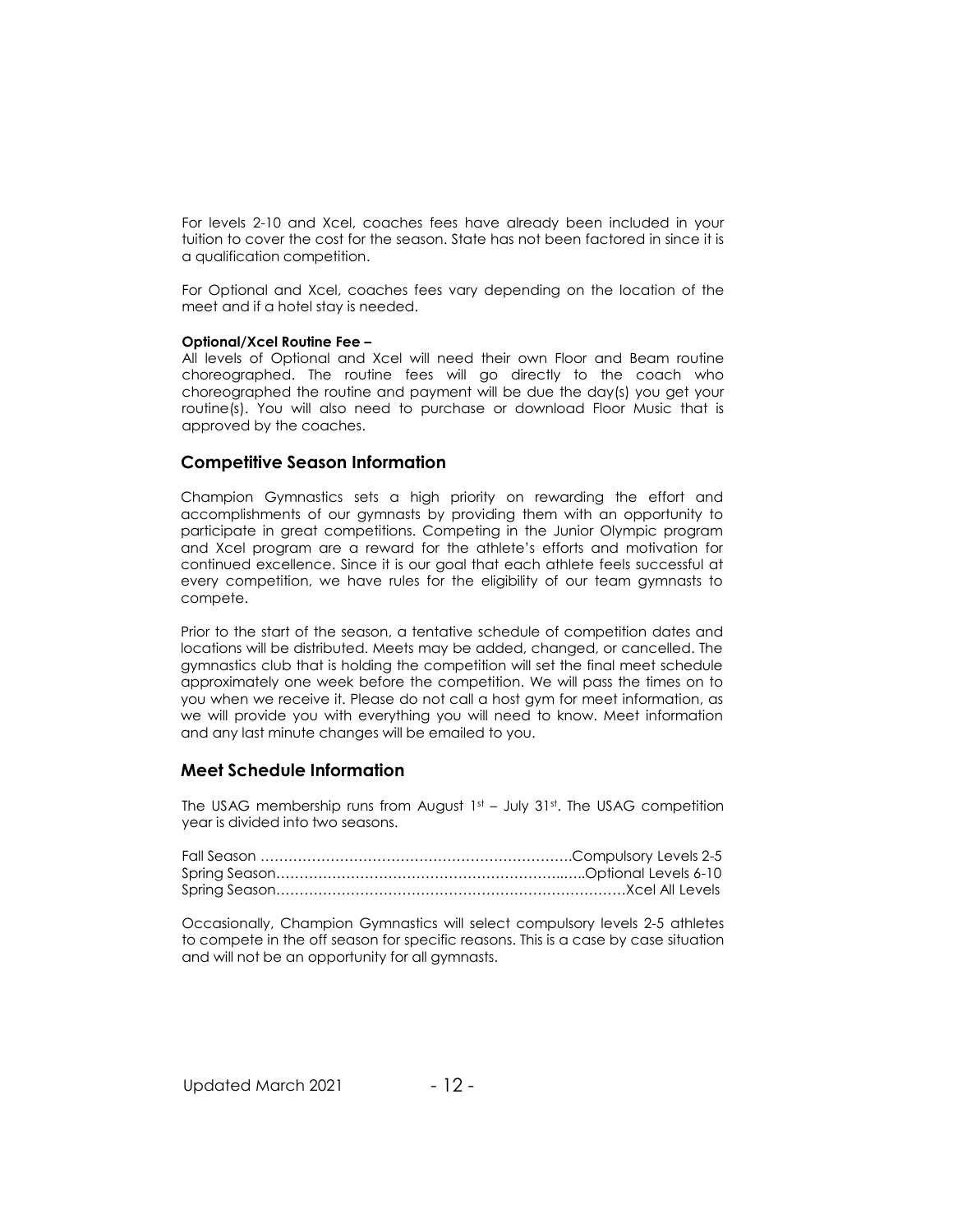For levels 2-10 and Xcel, coaches fees have already been included in your tuition to cover the cost for the season. State has not been factored in since it is a qualification competition.

For Optional and Xcel, coaches fees vary depending on the location of the meet and if a hotel stay is needed.

**Optional/Xcel Routine Fee –**

All levels of Optional and Xcel will need their own Floor and Beam routine choreographed. The routine fees will go directly to the coach who choreographed the routine and payment will be due the day(s) you get your routine(s). You will also need to purchase or download Floor Music that is approved by the coaches.

## Competitive Season Information

Champion Gymnastics sets a high priority on rewarding the effort and accomplishments of our gymnasts by providing them with an opportunity to participate in great competitions. Competing in the Junior Olympic program and Xcel program are a reward for the athlete's efforts and motivation for continued excellence. Since it is our goal that each athlete feels successful at every competition, we have rules for the eligibility of our team gymnasts to compete.

Prior to the start of the season, a tentative schedule of competition dates and locations will be distributed. Meets may be added, changed, or cancelled. The gymnastics club that is holding the competition will set the final meet schedule approximately one week before the competition. We will pass the times on to you when we receive it. Please do not call a host gym for meet information, as we will provide you with everything you will need to know. Meet information and any last minute changes will be emailed to you.

## Meet Schedule Information

The USAG membership runs from August 1st – July 31st. The USAG competition year is divided into two seasons.

Fall Season ………………………………………………………….Compulsory Levels 2-5
Spring Season…………………………………………………..…..Optional Levels 6-10
Spring Season……………………………………………………………….Xcel All Levels

Occasionally, Champion Gymnastics will select compulsory levels 2-5 athletes to compete in the off season for specific reasons. This is a case by case situation and will not be an opportunity for all gymnasts.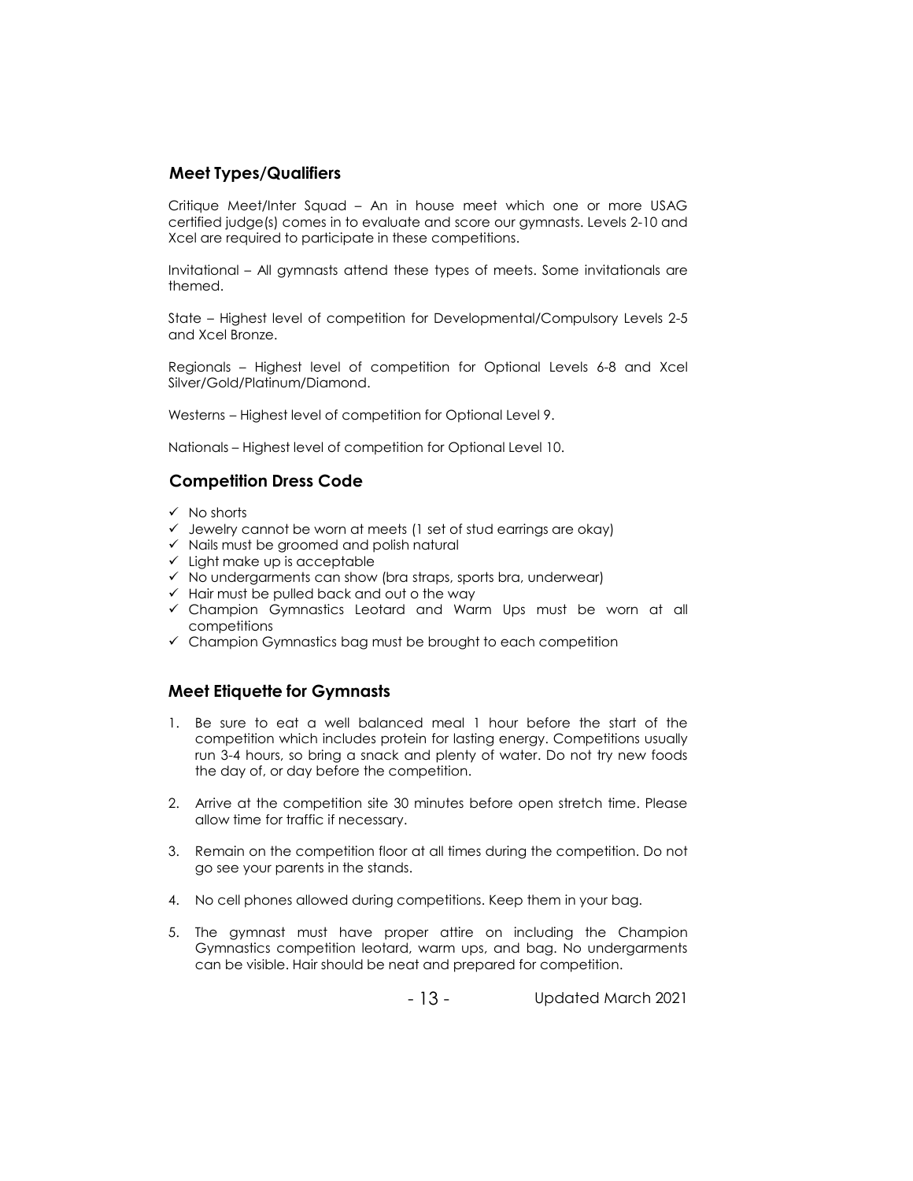## Meet Types/Qualifiers

Critique Meet/Inter Squad – An in house meet which one or more USAG certified judge(s) comes in to evaluate and score our gymnasts. Levels 2-10 and Xcel are required to participate in these competitions.

Invitational – All gymnasts attend these types of meets. Some invitationals are themed.

State – Highest level of competition for Developmental/Compulsory Levels 2-5 and Xcel Bronze.

Regionals – Highest level of competition for Optional Levels 6-8 and Xcel Silver/Gold/Platinum/Diamond.

Westerns – Highest level of competition for Optional Level 9.

Nationals – Highest level of competition for Optional Level 10.

## Competition Dress Code

- ✓ No shorts
- ✓ Jewelry cannot be worn at meets (1 set of stud earrings are okay)
- ✓ Nails must be groomed and polish natural
- ✓ Light make up is acceptable
- ✓ No undergarments can show (bra straps, sports bra, underwear)
- ✓ Hair must be pulled back and out o the way
- ✓ Champion Gymnastics Leotard and Warm Ups must be worn at all competitions
- ✓ Champion Gymnastics bag must be brought to each competition

## Meet Etiquette for Gymnasts

1. Be sure to eat a well balanced meal 1 hour before the start of the competition which includes protein for lasting energy. Competitions usually run 3-4 hours, so bring a snack and plenty of water. Do not try new foods the day of, or day before the competition.

2. Arrive at the competition site 30 minutes before open stretch time. Please allow time for traffic if necessary.

3. Remain on the competition floor at all times during the competition. Do not go see your parents in the stands.

4. No cell phones allowed during competitions. Keep them in your bag.

5. The gymnast must have proper attire on including the Champion Gymnastics competition leotard, warm ups, and bag. No undergarments can be visible. Hair should be neat and prepared for competition.

Updated March 2021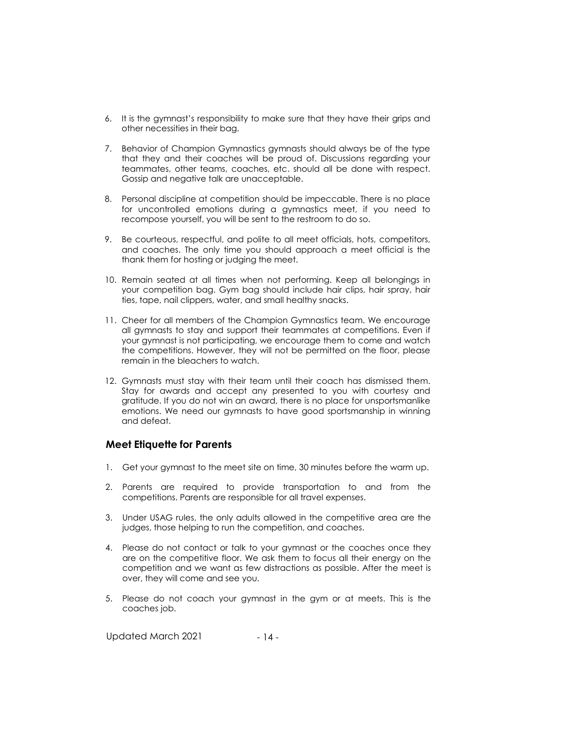6. It is the gymnast's responsibility to make sure that they have their grips and other necessities in their bag.

7. Behavior of Champion Gymnastics gymnasts should always be of the type that they and their coaches will be proud of. Discussions regarding your teammates, other teams, coaches, etc. should all be done with respect. Gossip and negative talk are unacceptable.

8. Personal discipline at competition should be impeccable. There is no place for uncontrolled emotions during a gymnastics meet, if you need to recompose yourself, you will be sent to the restroom to do so.

9. Be courteous, respectful, and polite to all meet officials, hots, competitors, and coaches. The only time you should approach a meet official is the thank them for hosting or judging the meet.

10. Remain seated at all times when not performing. Keep all belongings in your competition bag. Gym bag should include hair clips, hair spray, hair ties, tape, nail clippers, water, and small healthy snacks.

11. Cheer for all members of the Champion Gymnastics team. We encourage all gymnasts to stay and support their teammates at competitions. Even if your gymnast is not participating, we encourage them to come and watch the competitions. However, they will not be permitted on the floor, please remain in the bleachers to watch.

12. Gymnasts must stay with their team until their coach has dismissed them. Stay for awards and accept any presented to you with courtesy and gratitude. If you do not win an award, there is no place for unsportsmanlike emotions. We need our gymnasts to have good sportsmanship in winning and defeat.

## Meet Etiquette for Parents

1. Get your gymnast to the meet site on time, 30 minutes before the warm up.

2. Parents are required to provide transportation to and from the competitions. Parents are responsible for all travel expenses.

3. Under USAG rules, the only adults allowed in the competitive area are the judges, those helping to run the competition, and coaches.

4. Please do not contact or talk to your gymnast or the coaches once they are on the competitive floor. We ask them to focus all their energy on the competition and we want as few distractions as possible. After the meet is over, they will come and see you.

5. Please do not coach your gymnast in the gym or at meets. This is the coaches job.

Updated March 2021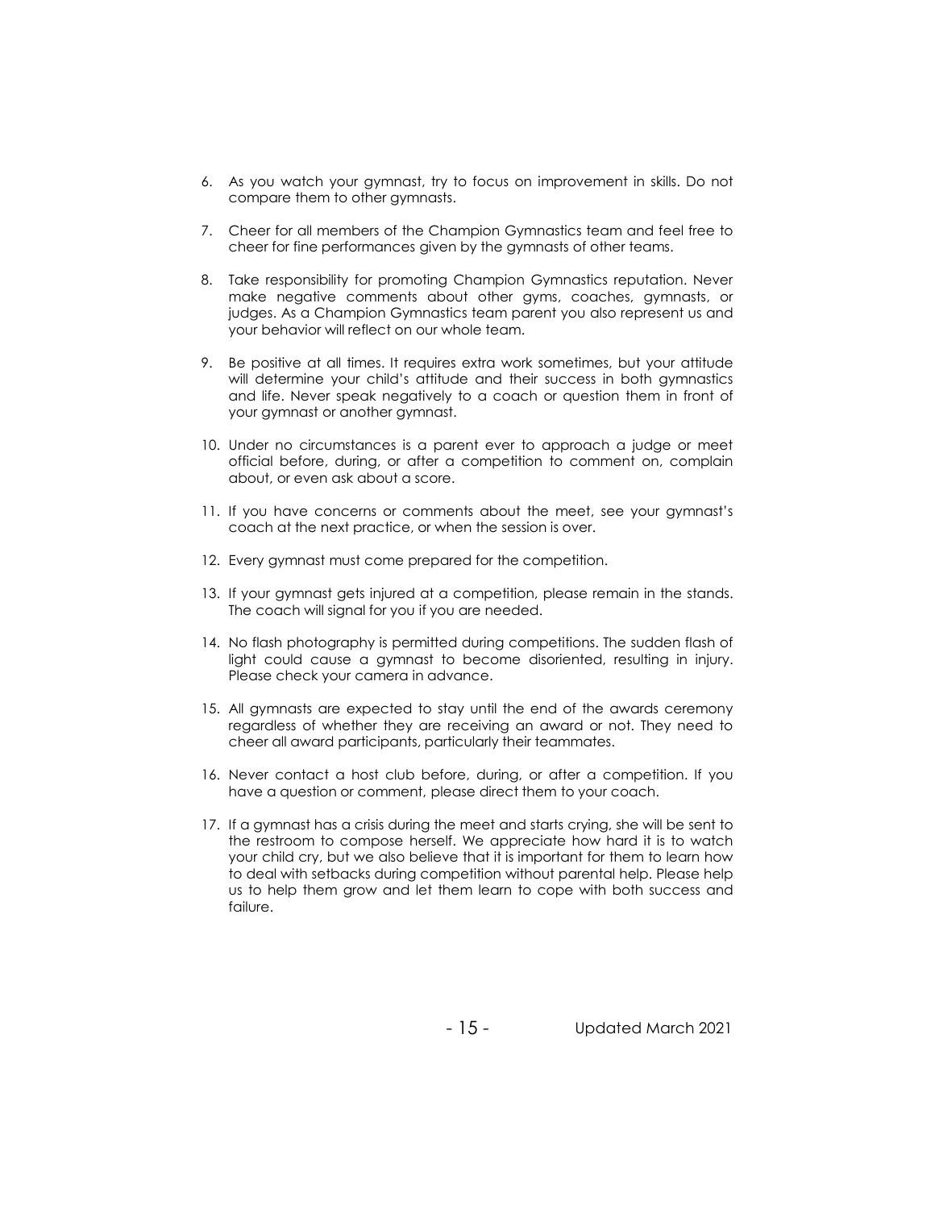6. As you watch your gymnast, try to focus on improvement in skills. Do not compare them to other gymnasts.

7. Cheer for all members of the Champion Gymnastics team and feel free to cheer for fine performances given by the gymnasts of other teams.

8. Take responsibility for promoting Champion Gymnastics reputation. Never make negative comments about other gyms, coaches, gymnasts, or judges. As a Champion Gymnastics team parent you also represent us and your behavior will reflect on our whole team.

9. Be positive at all times. It requires extra work sometimes, but your attitude will determine your child's attitude and their success in both gymnastics and life. Never speak negatively to a coach or question them in front of your gymnast or another gymnast.

10. Under no circumstances is a parent ever to approach a judge or meet official before, during, or after a competition to comment on, complain about, or even ask about a score.

11. If you have concerns or comments about the meet, see your gymnast's coach at the next practice, or when the session is over.

12. Every gymnast must come prepared for the competition.

13. If your gymnast gets injured at a competition, please remain in the stands. The coach will signal for you if you are needed.

14. No flash photography is permitted during competitions. The sudden flash of light could cause a gymnast to become disoriented, resulting in injury. Please check your camera in advance.

15. All gymnasts are expected to stay until the end of the awards ceremony regardless of whether they are receiving an award or not. They need to cheer all award participants, particularly their teammates.

16. Never contact a host club before, during, or after a competition. If you have a question or comment, please direct them to your coach.

17. If a gymnast has a crisis during the meet and starts crying, she will be sent to the restroom to compose herself. We appreciate how hard it is to watch your child cry, but we also believe that it is important for them to learn how to deal with setbacks during competition without parental help. Please help us to help them grow and let them learn to cope with both success and failure.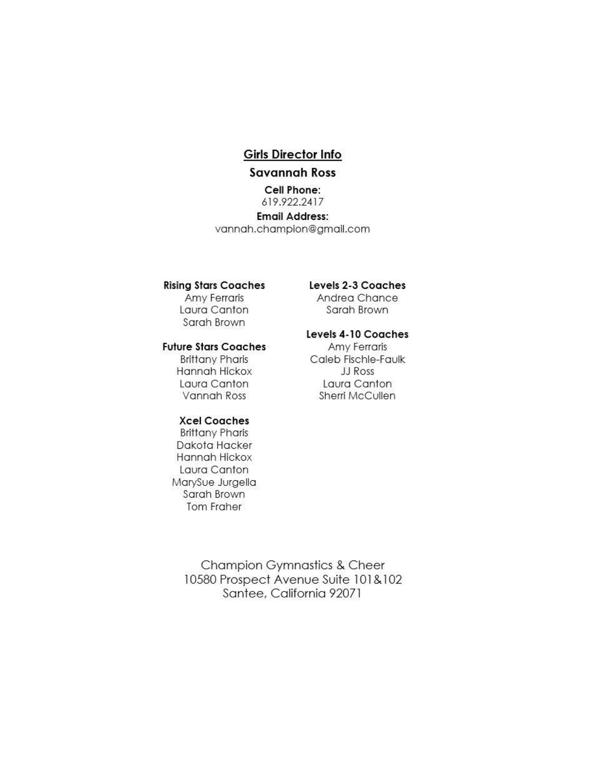## Girls Director Info

### Savannah Ross

**Cell Phone:**
619.922.2417

**Email Address:**
vannah.champion@gmail.com

**Rising Stars Coaches**
Amy Ferraris
Laura Canton
Sarah Brown

**Future Stars Coaches**
Brittany Pharis
Hannah Hickox
Laura Canton
Vannah Ross

**Xcel Coaches**
Brittany Pharis
Dakota Hacker
Hannah Hickox
Laura Canton
MarySue Jurgella
Sarah Brown
Tom Fraher

**Levels 2-3 Coaches**
Andrea Chance
Sarah Brown

**Levels 4-10 Coaches**
Amy Ferraris
Caleb Fischle-Faulk
JJ Ross
Laura Canton
Sherri McCullen

Champion Gymnastics & Cheer
10580 Prospect Avenue Suite 101&102
Santee, California 92071